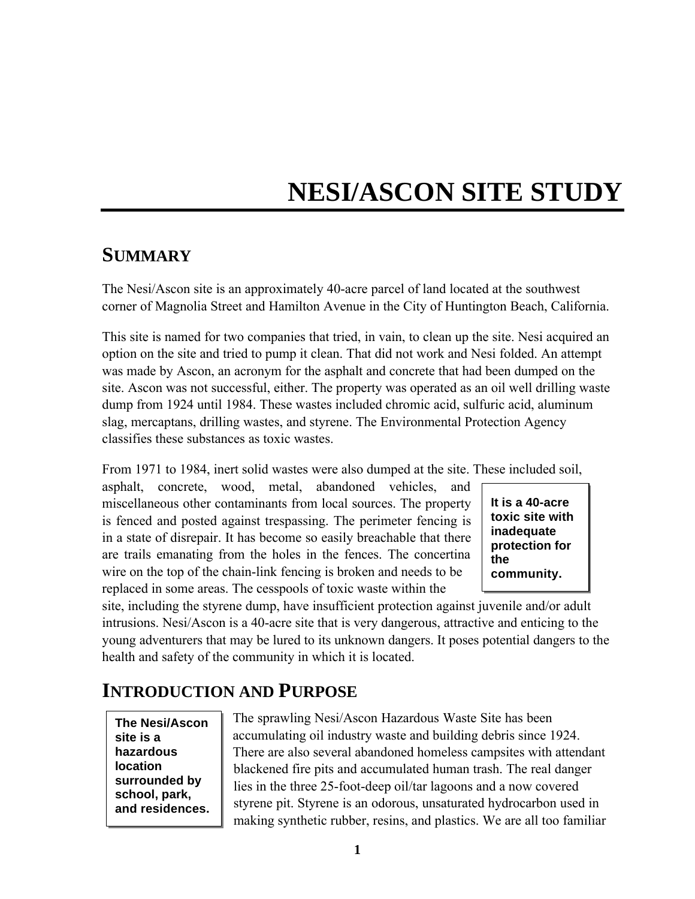# NESI/ASCON SITE STUDY

## SUMMARY

The Nesi/Ascon site is an approximately 40-acre parcel of land located at the southwest corner of Magnolia Street and Hamilton Avenue in the City of Huntington Beach, California.

This site is named for two companies that tried, in vain, to clean up the site. Nesi acquired an option on the site and tried to pump it clean. That did not work and Nesi folded. An attempt was made by Ascon, an acronym for the asphalt and concrete that had been dumped on the site. Ascon was not successful, either. The property was operated as an oil well drilling waste dump from 1924 until 1984. These wastes included chromic acid, sulfuric acid, aluminum slag, mercaptans, drilling wastes, and styrene. The Environmental Protection Agency classifies these substances as toxic wastes.

From 1971 to 1984, inert solid wastes were also dumped at the site. These included soil, asphalt, concrete, wood, metal, abandoned vehicles, and miscellaneous other contaminants from local sources. The property is fenced and posted against trespassing. The perimeter fencing is in a state of disrepair. It has become so easily breachable that there are trails emanating from the holes in the fences. The concertina wire on the top of the chain-link fencing is broken and needs to be replaced in some areas. The cesspools of toxic waste within the site, including the styrene dump, have insufficient protection against juvenile and/or adult intrusions. Nesi/Ascon is a 40-acre site that is very dangerous, attractive and enticing to the young adventurers that may be lured to its unknown dangers. It poses potential dangers to the health and safety of the community in which it is located.

**It is a 40-acre toxic site with inadequate protection for the community.**

## INTRODUCTION AND PURPOSE

**The Nesi/Ascon site is a hazardous location surrounded by school, park, and residences.**

The sprawling Nesi/Ascon Hazardous Waste Site has been accumulating oil industry waste and building debris since 1924. There are also several abandoned homeless campsites with attendant blackened fire pits and accumulated human trash. The real danger lies in the three 25-foot-deep oil/tar lagoons and a now covered styrene pit. Styrene is an odorous, unsaturated hydrocarbon used in making synthetic rubber, resins, and plastics. We are all too familiar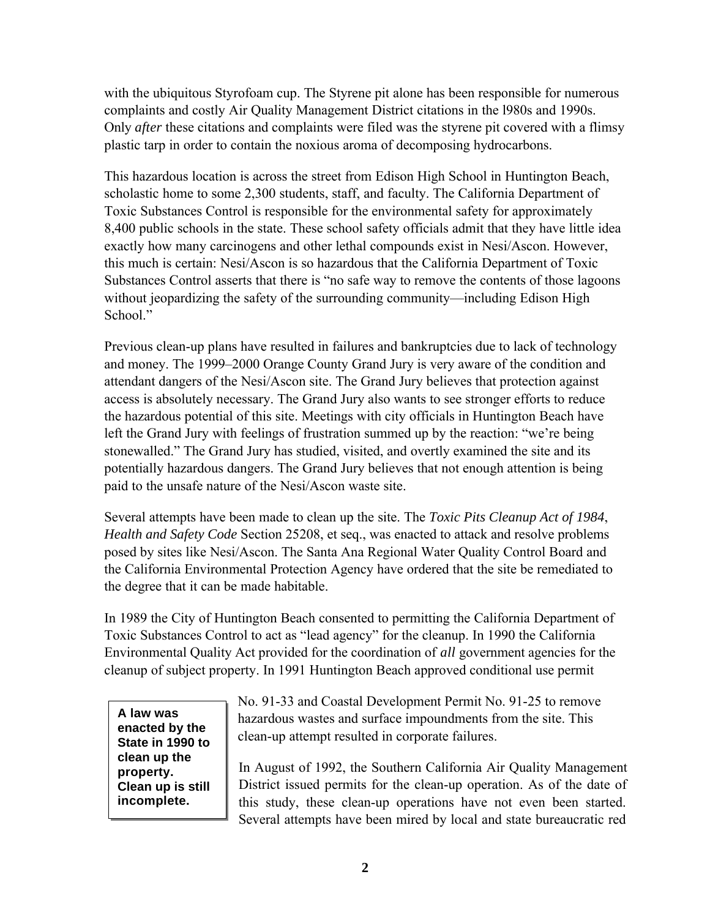with the ubiquitous Styrofoam cup. The Styrene pit alone has been responsible for numerous complaints and costly Air Quality Management District citations in the l980s and 1990s. Only *after* these citations and complaints were filed was the styrene pit covered with a flimsy plastic tarp in order to contain the noxious aroma of decomposing hydrocarbons.

This hazardous location is across the street from Edison High School in Huntington Beach, scholastic home to some 2,300 students, staff, and faculty. The California Department of Toxic Substances Control is responsible for the environmental safety for approximately 8,400 public schools in the state. These school safety officials admit that they have little idea exactly how many carcinogens and other lethal compounds exist in Nesi/Ascon. However, this much is certain: Nesi/Ascon is so hazardous that the California Department of Toxic Substances Control asserts that there is "no safe way to remove the contents of those lagoons without jeopardizing the safety of the surrounding community—including Edison High School."

Previous clean-up plans have resulted in failures and bankruptcies due to lack of technology and money. The 1999–2000 Orange County Grand Jury is very aware of the condition and attendant dangers of the Nesi/Ascon site. The Grand Jury believes that protection against access is absolutely necessary. The Grand Jury also wants to see stronger efforts to reduce the hazardous potential of this site. Meetings with city officials in Huntington Beach have left the Grand Jury with feelings of frustration summed up by the reaction: "we're being stonewalled." The Grand Jury has studied, visited, and overtly examined the site and its potentially hazardous dangers. The Grand Jury believes that not enough attention is being paid to the unsafe nature of the Nesi/Ascon waste site.

Several attempts have been made to clean up the site. The *Toxic Pits Cleanup Act of 1984*, *Health and Safety Code* Section 25208, et seq., was enacted to attack and resolve problems posed by sites like Nesi/Ascon. The Santa Ana Regional Water Quality Control Board and the California Environmental Protection Agency have ordered that the site be remediated to the degree that it can be made habitable.

In 1989 the City of Huntington Beach consented to permitting the California Department of Toxic Substances Control to act as "lead agency" for the cleanup. In 1990 the California Environmental Quality Act provided for the coordination of *all* government agencies for the cleanup of subject property. In 1991 Huntington Beach approved conditional use permit No. 91-33 and Coastal Development Permit No. 91-25 to remove hazardous wastes and surface impoundments from the site. This clean-up attempt resulted in corporate failures.

**A law was enacted by the State in 1990 to clean up the property. Clean up is still incomplete.**

In August of 1992, the Southern California Air Quality Management District issued permits for the clean-up operation. As of the date of this study, these clean-up operations have not even been started. Several attempts have been mired by local and state bureaucratic red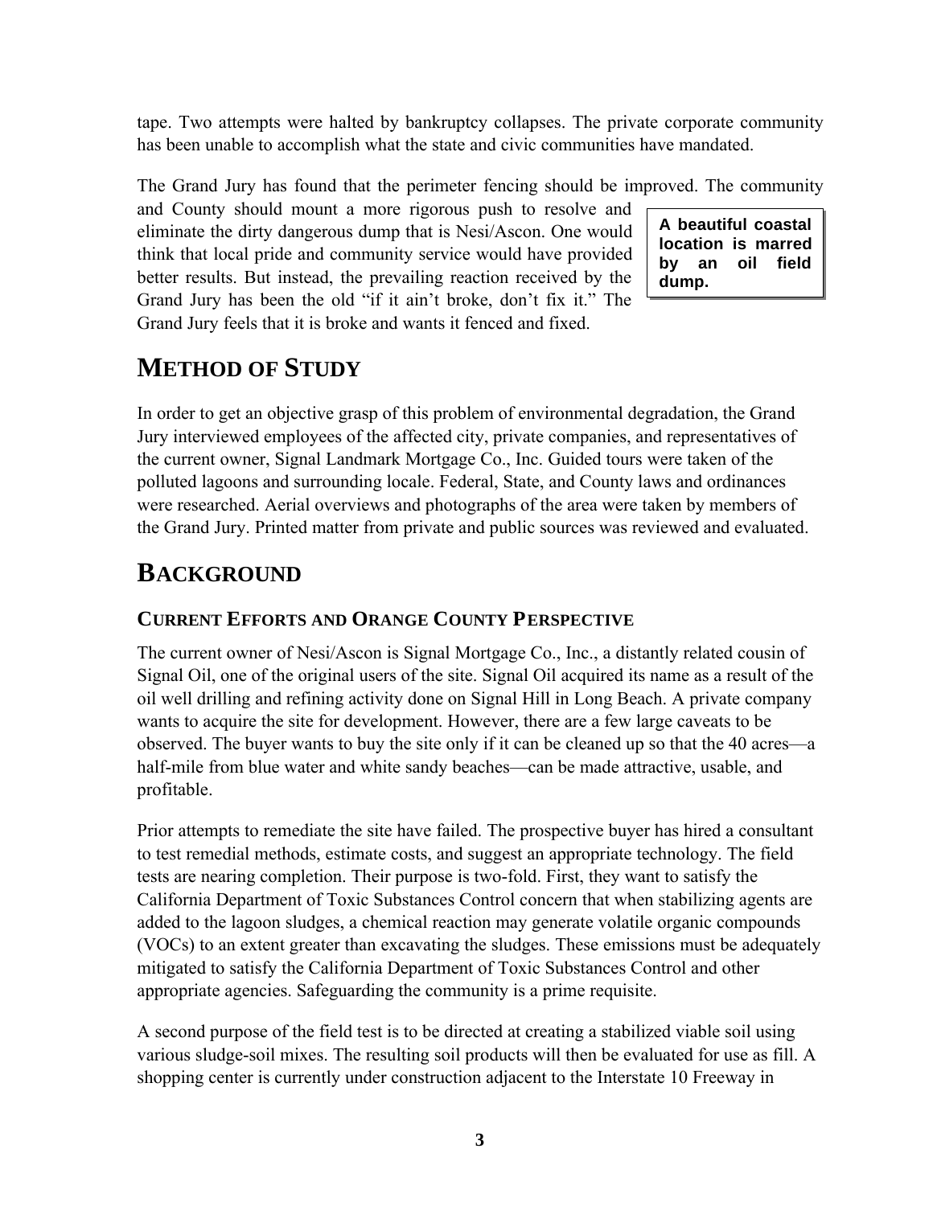tape. Two attempts were halted by bankruptcy collapses. The private corporate community has been unable to accomplish what the state and civic communities have mandated.

The Grand Jury has found that the perimeter fencing should be improved. The community and County should mount a more rigorous push to resolve and eliminate the dirty dangerous dump that is Nesi/Ascon. One would think that local pride and community service would have provided better results. But instead, the prevailing reaction received by the Grand Jury has been the old "if it ain't broke, don't fix it." The Grand Jury feels that it is broke and wants it fenced and fixed.

**A beautiful coastal location is marred by an oil field dump.**

# METHOD OF STUDY

In order to get an objective grasp of this problem of environmental degradation, the Grand Jury interviewed employees of the affected city, private companies, and representatives of the current owner, Signal Landmark Mortgage Co., Inc. Guided tours were taken of the polluted lagoons and surrounding locale. Federal, State, and County laws and ordinances were researched. Aerial overviews and photographs of the area were taken by members of the Grand Jury. Printed matter from private and public sources was reviewed and evaluated.

# BACKGROUND

## CURRENT EFFORTS AND ORANGE COUNTY PERSPECTIVE

The current owner of Nesi/Ascon is Signal Mortgage Co., Inc., a distantly related cousin of Signal Oil, one of the original users of the site. Signal Oil acquired its name as a result of the oil well drilling and refining activity done on Signal Hill in Long Beach. A private company wants to acquire the site for development. However, there are a few large caveats to be observed. The buyer wants to buy the site only if it can be cleaned up so that the 40 acres—a half-mile from blue water and white sandy beaches—can be made attractive, usable, and profitable.

Prior attempts to remediate the site have failed. The prospective buyer has hired a consultant to test remedial methods, estimate costs, and suggest an appropriate technology. The field tests are nearing completion. Their purpose is two-fold. First, they want to satisfy the California Department of Toxic Substances Control concern that when stabilizing agents are added to the lagoon sludges, a chemical reaction may generate volatile organic compounds (VOCs) to an extent greater than excavating the sludges. These emissions must be adequately mitigated to satisfy the California Department of Toxic Substances Control and other appropriate agencies. Safeguarding the community is a prime requisite.

A second purpose of the field test is to be directed at creating a stabilized viable soil using various sludge-soil mixes. The resulting soil products will then be evaluated for use as fill. A shopping center is currently under construction adjacent to the Interstate 10 Freeway in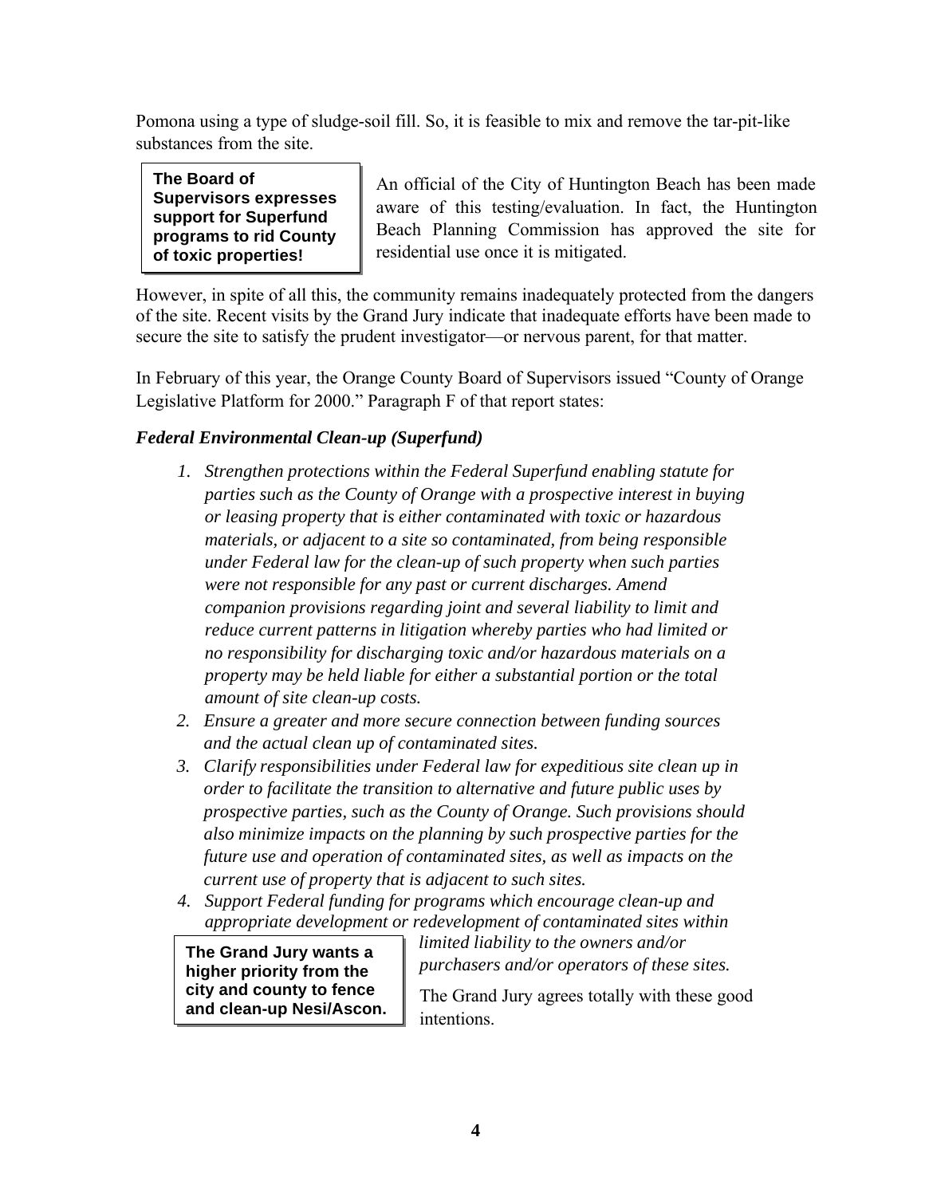Pomona using a type of sludge-soil fill. So, it is feasible to mix and remove the tar-pit-like substances from the site.

**The Board of Supervisors expresses support for Superfund programs to rid County of toxic properties!**

An official of the City of Huntington Beach has been made aware of this testing/evaluation. In fact, the Huntington Beach Planning Commission has approved the site for residential use once it is mitigated.

However, in spite of all this, the community remains inadequately protected from the dangers of the site. Recent visits by the Grand Jury indicate that inadequate efforts have been made to secure the site to satisfy the prudent investigator—or nervous parent, for that matter.

In February of this year, the Orange County Board of Supervisors issued "County of Orange Legislative Platform for 2000." Paragraph F of that report states:

***Federal Environmental Clean-up (Superfund)***

1. *Strengthen protections within the Federal Superfund enabling statute for parties such as the County of Orange with a prospective interest in buying or leasing property that is either contaminated with toxic or hazardous materials, or adjacent to a site so contaminated, from being responsible under Federal law for the clean-up of such property when such parties were not responsible for any past or current discharges. Amend companion provisions regarding joint and several liability to limit and reduce current patterns in litigation whereby parties who had limited or no responsibility for discharging toxic and/or hazardous materials on a property may be held liable for either a substantial portion or the total amount of site clean-up costs.*
2. *Ensure a greater and more secure connection between funding sources and the actual clean up of contaminated sites.*
3. *Clarify responsibilities under Federal law for expeditious site clean up in order to facilitate the transition to alternative and future public uses by prospective parties, such as the County of Orange. Such provisions should also minimize impacts on the planning by such prospective parties for the future use and operation of contaminated sites, as well as impacts on the current use of property that is adjacent to such sites.*
4. *Support Federal funding for programs which encourage clean-up and appropriate development or redevelopment of contaminated sites within limited liability to the owners and/or purchasers and/or operators of these sites.*

**The Grand Jury wants a higher priority from the city and county to fence and clean-up Nesi/Ascon.**

The Grand Jury agrees totally with these good intentions.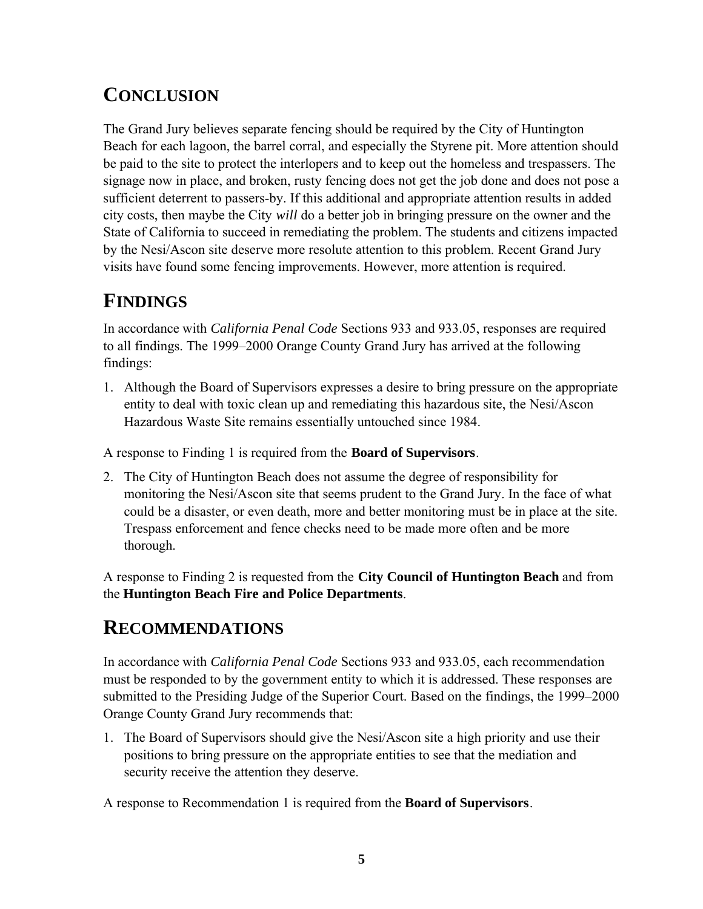## CONCLUSION

The Grand Jury believes separate fencing should be required by the City of Huntington Beach for each lagoon, the barrel corral, and especially the Styrene pit. More attention should be paid to the site to protect the interlopers and to keep out the homeless and trespassers. The signage now in place, and broken, rusty fencing does not get the job done and does not pose a sufficient deterrent to passers-by. If this additional and appropriate attention results in added city costs, then maybe the City *will* do a better job in bringing pressure on the owner and the State of California to succeed in remediating the problem. The students and citizens impacted by the Nesi/Ascon site deserve more resolute attention to this problem. Recent Grand Jury visits have found some fencing improvements. However, more attention is required.

## FINDINGS

In accordance with *California Penal Code* Sections 933 and 933.05, responses are required to all findings. The 1999–2000 Orange County Grand Jury has arrived at the following findings:

1. Although the Board of Supervisors expresses a desire to bring pressure on the appropriate entity to deal with toxic clean up and remediating this hazardous site, the Nesi/Ascon Hazardous Waste Site remains essentially untouched since 1984.

A response to Finding 1 is required from the **Board of Supervisors**.

2. The City of Huntington Beach does not assume the degree of responsibility for monitoring the Nesi/Ascon site that seems prudent to the Grand Jury. In the face of what could be a disaster, or even death, more and better monitoring must be in place at the site. Trespass enforcement and fence checks need to be made more often and be more thorough.

A response to Finding 2 is requested from the **City Council of Huntington Beach** and from the **Huntington Beach Fire and Police Departments**.

## RECOMMENDATIONS

In accordance with *California Penal Code* Sections 933 and 933.05, each recommendation must be responded to by the government entity to which it is addressed. These responses are submitted to the Presiding Judge of the Superior Court. Based on the findings, the 1999–2000 Orange County Grand Jury recommends that:

1. The Board of Supervisors should give the Nesi/Ascon site a high priority and use their positions to bring pressure on the appropriate entities to see that the mediation and security receive the attention they deserve.

A response to Recommendation 1 is required from the **Board of Supervisors**.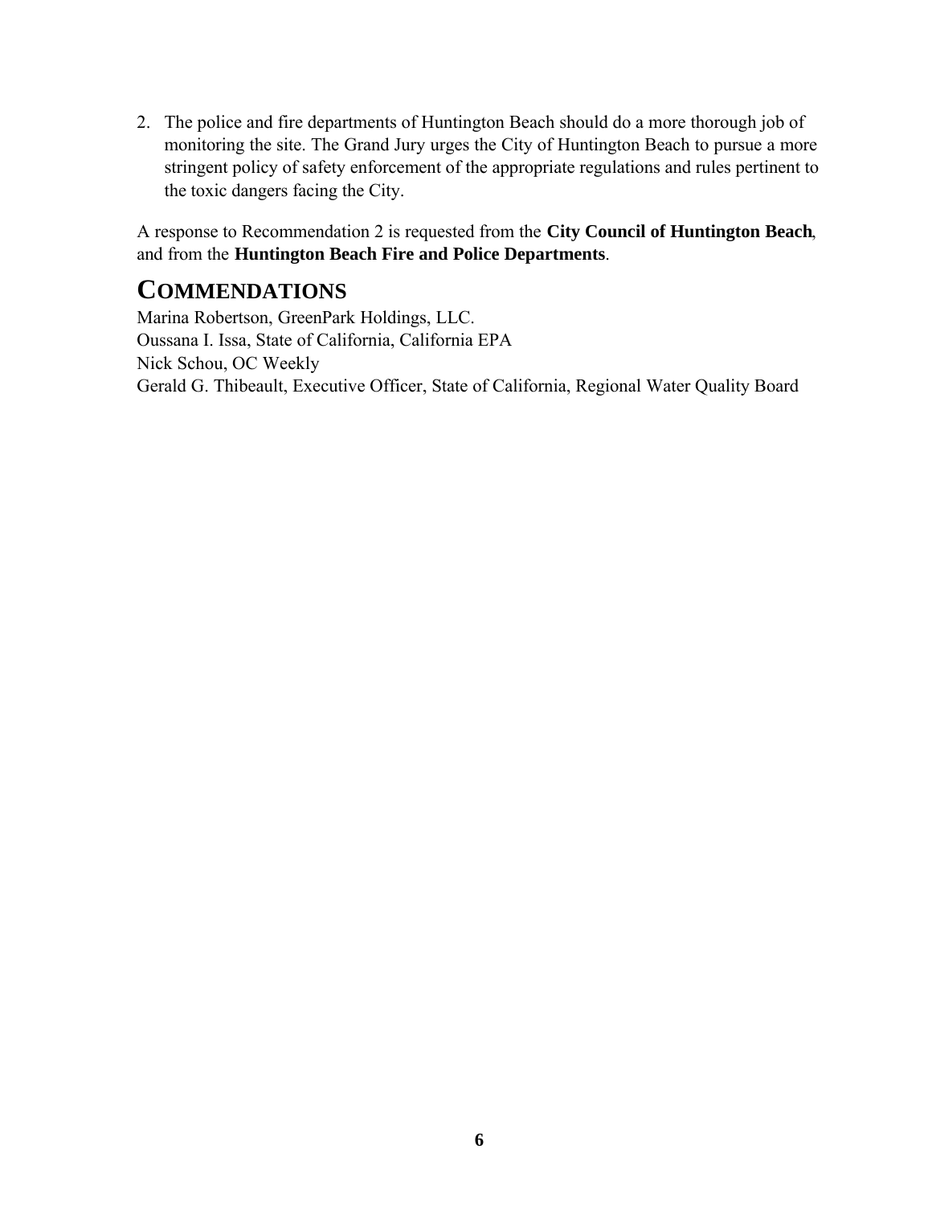2. The police and fire departments of Huntington Beach should do a more thorough job of monitoring the site. The Grand Jury urges the City of Huntington Beach to pursue a more stringent policy of safety enforcement of the appropriate regulations and rules pertinent to the toxic dangers facing the City.

A response to Recommendation 2 is requested from the **City Council of Huntington Beach**, and from the **Huntington Beach Fire and Police Departments**.

## COMMENDATIONS

Marina Robertson, GreenPark Holdings, LLC.
Oussana I. Issa, State of California, California EPA
Nick Schou, OC Weekly
Gerald G. Thibeault, Executive Officer, State of California, Regional Water Quality Board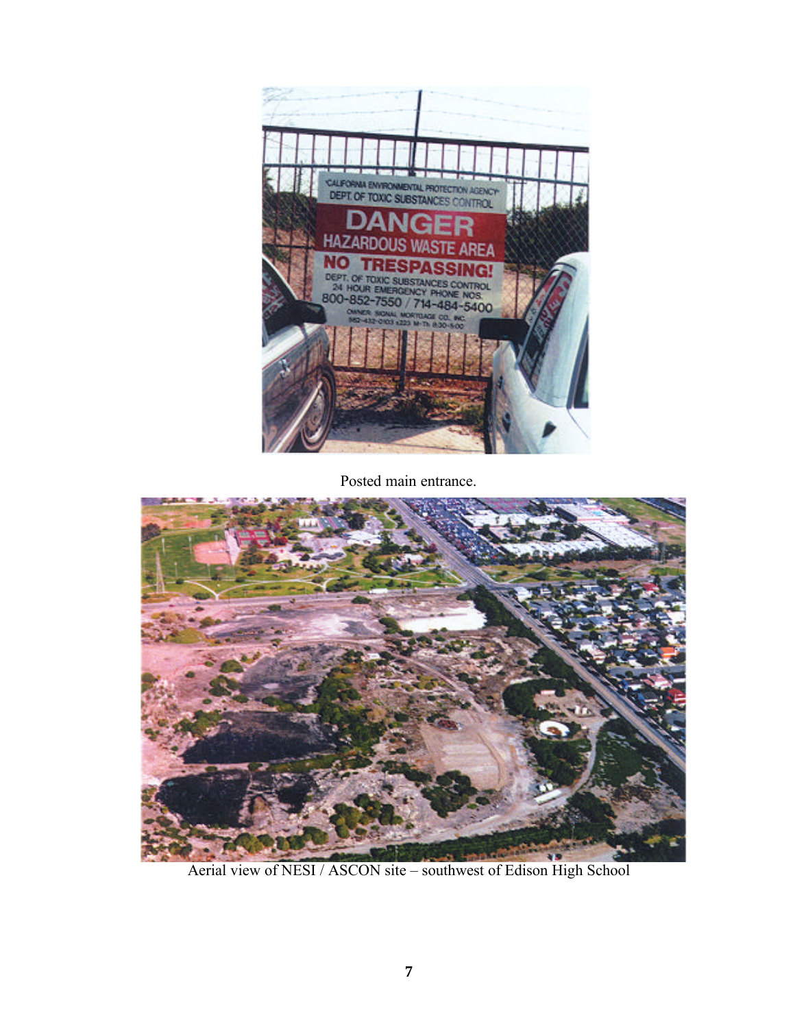Posted main entrance.

Aerial view of NESI / ASCON site – southwest of Edison High School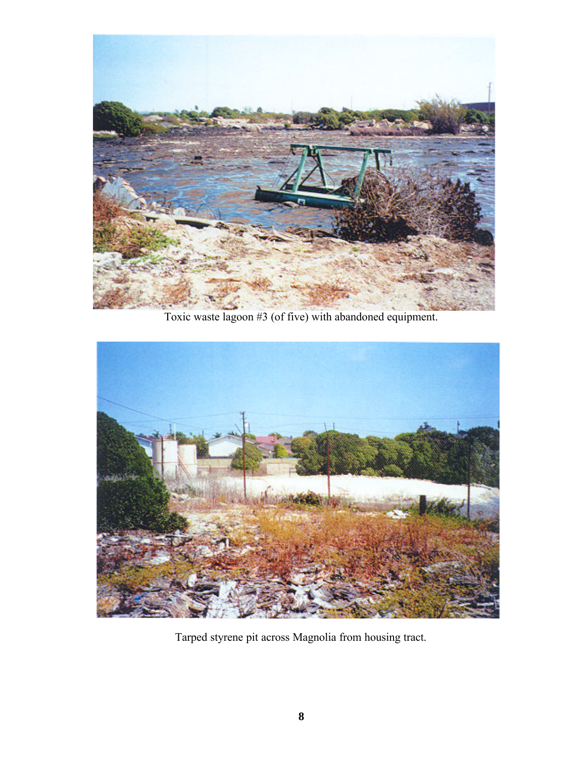Toxic waste lagoon #3 (of five) with abandoned equipment.

Tarped styrene pit across Magnolia from housing tract.